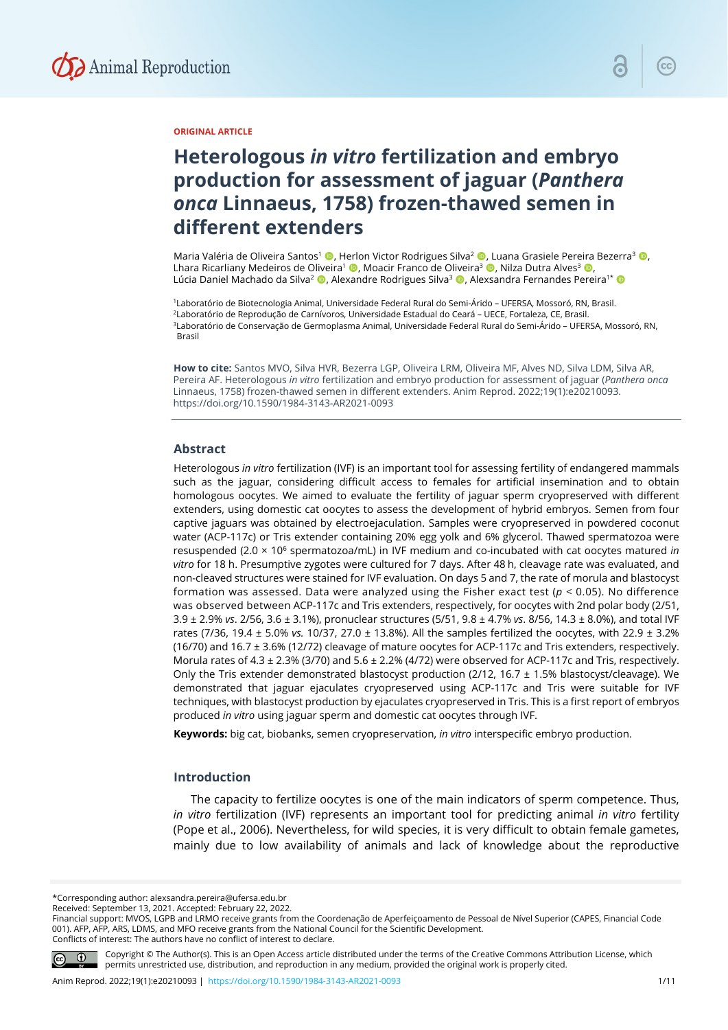ORIGINAL ARTICLE

# Heterologous *in vitro* fertilization and embryo production for assessment of jaguar (*Panthera onca* Linnaeus, 1758) frozen-thawed semen in different extenders

Maria Valéria de Oliveira Santos[1], Herlon Victor Rodrigues Silva[2], Luana Grasiele Pereira Bezerra[3], Lhara Ricarliany Medeiros de Oliveira[1], Moacir Franco de Oliveira[3], Nilza Dutra Alves[3], Lúcia Daniel Machado da Silva[2], Alexandre Rodrigues Silva[3], Alexsandra Fernandes Pereira[1*]

[1]Laboratório de Biotecnologia Animal, Universidade Federal Rural do Semi-Árido – UFERSA, Mossoró, RN, Brasil.
[2]Laboratório de Reprodução de Carnívoros, Universidade Estadual do Ceará – UECE, Fortaleza, CE, Brasil.
[3]Laboratório de Conservação de Germoplasma Animal, Universidade Federal Rural do Semi-Árido – UFERSA, Mossoró, RN, Brasil

**How to cite:** Santos MVO, Silva HVR, Bezerra LGP, Oliveira LRM, Oliveira MF, Alves ND, Silva LDM, Silva AR, Pereira AF. Heterologous *in vitro* fertilization and embryo production for assessment of jaguar (*Panthera onca* Linnaeus, 1758) frozen-thawed semen in different extenders. Anim Reprod. 2022;19(1):e20210093. https://doi.org/10.1590/1984-3143-AR2021-0093

## Abstract

Heterologous *in vitro* fertilization (IVF) is an important tool for assessing fertility of endangered mammals such as the jaguar, considering difficult access to females for artificial insemination and to obtain homologous oocytes. We aimed to evaluate the fertility of jaguar sperm cryopreserved with different extenders, using domestic cat oocytes to assess the development of hybrid embryos. Semen from four captive jaguars was obtained by electroejaculation. Samples were cryopreserved in powdered coconut water (ACP-117c) or Tris extender containing 20% egg yolk and 6% glycerol. Thawed spermatozoa were resuspended ($2.0 \times 10^6$ spermatozoa/mL) in IVF medium and co-incubated with cat oocytes matured *in vitro* for 18 h. Presumptive zygotes were cultured for 7 days. After 48 h, cleavage rate was evaluated, and non-cleaved structures were stained for IVF evaluation. On days 5 and 7, the rate of morula and blastocyst formation was assessed. Data were analyzed using the Fisher exact test ($p < 0.05$). No difference was observed between ACP-117c and Tris extenders, respectively, for oocytes with 2nd polar body (2/51, 3.9 ± 2.9% *vs*. 2/56, 3.6 ± 3.1%), pronuclear structures (5/51, 9.8 ± 4.7% *vs*. 8/56, 14.3 ± 8.0%), and total IVF rates (7/36, 19.4 ± 5.0% *vs.* 10/37, 27.0 ± 13.8%). All the samples fertilized the oocytes, with 22.9 ± 3.2% (16/70) and 16.7 ± 3.6% (12/72) cleavage of mature oocytes for ACP-117c and Tris extenders, respectively. Morula rates of 4.3 ± 2.3% (3/70) and 5.6 ± 2.2% (4/72) were observed for ACP-117c and Tris, respectively. Only the Tris extender demonstrated blastocyst production (2/12, 16.7 ± 1.5% blastocyst/cleavage). We demonstrated that jaguar ejaculates cryopreserved using ACP-117c and Tris were suitable for IVF techniques, with blastocyst production by ejaculates cryopreserved in Tris. This is a first report of embryos produced *in vitro* using jaguar sperm and domestic cat oocytes through IVF.

**Keywords:** big cat, biobanks, semen cryopreservation, *in vitro* interspecific embryo production.

## Introduction

The capacity to fertilize oocytes is one of the main indicators of sperm competence. Thus, *in vitro* fertilization (IVF) represents an important tool for predicting animal *in vitro* fertility (Pope et al., 2006). Nevertheless, for wild species, it is very difficult to obtain female gametes, mainly due to low availability of animals and lack of knowledge about the reproductive

*Corresponding author: alexsandra.pereira@ufersa.edu.br
Received: September 13, 2021. Accepted: February 22, 2022.
Financial support: MVOS, LGPB and LRMO receive grants from the Coordenação de Aperfeiçoamento de Pessoal de Nível Superior (CAPES, Financial Code 001). AFP, AFP, ARS, LDMS, and MFO receive grants from the National Council for the Scientific Development.
Conflicts of interest: The authors have no conflict of interest to declare.

Copyright © The Author(s). This is an Open Access article distributed under the terms of the Creative Commons Attribution License, which permits unrestricted use, distribution, and reproduction in any medium, provided the original work is properly cited.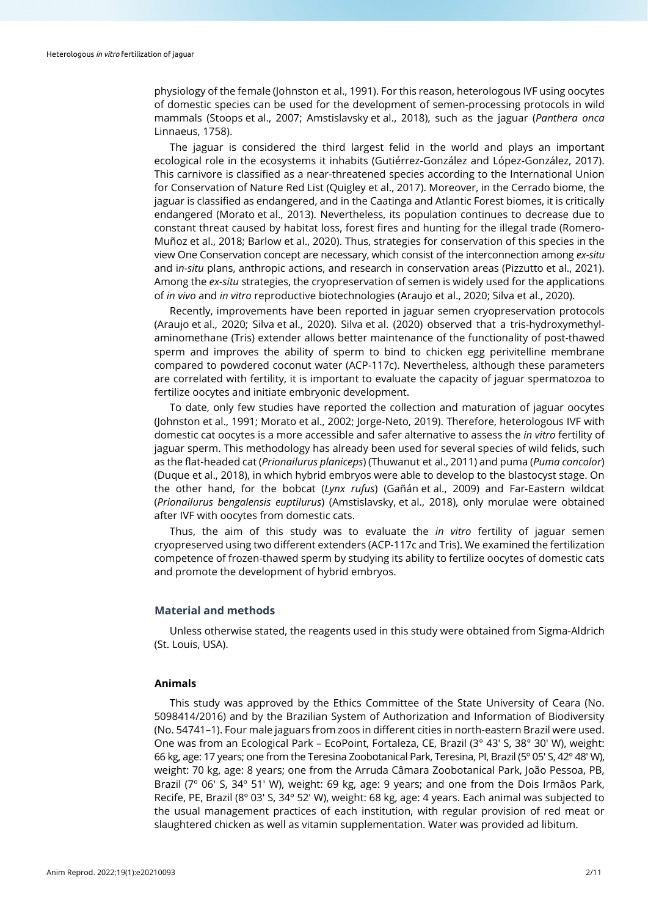physiology of the female (Johnston et al., 1991). For this reason, heterologous IVF using oocytes of domestic species can be used for the development of semen-processing protocols in wild mammals (Stoops et al., 2007; Amstislavsky et al., 2018), such as the jaguar (*Panthera onca* Linnaeus, 1758).

The jaguar is considered the third largest felid in the world and plays an important ecological role in the ecosystems it inhabits (Gutiérrez-González and López-González, 2017). This carnivore is classified as a near-threatened species according to the International Union for Conservation of Nature Red List (Quigley et al., 2017). Moreover, in the Cerrado biome, the jaguar is classified as endangered, and in the Caatinga and Atlantic Forest biomes, it is critically endangered (Morato et al., 2013). Nevertheless, its population continues to decrease due to constant threat caused by habitat loss, forest fires and hunting for the illegal trade (Romero-Muñoz et al., 2018; Barlow et al., 2020). Thus, strategies for conservation of this species in the view One Conservation concept are necessary, which consist of the interconnection among *ex-situ* and i*n-situ* plans, anthropic actions, and research in conservation areas (Pizzutto et al., 2021). Among the *ex-situ* strategies, the cryopreservation of semen is widely used for the applications of *in vivo* and *in vitro* reproductive biotechnologies (Araujo et al., 2020; Silva et al., 2020).

Recently, improvements have been reported in jaguar semen cryopreservation protocols (Araujo et al., 2020; Silva et al., 2020). Silva et al. (2020) observed that a tris-hydroxymethyl-aminomethane (Tris) extender allows better maintenance of the functionality of post-thawed sperm and improves the ability of sperm to bind to chicken egg perivitelline membrane compared to powdered coconut water (ACP-117c). Nevertheless, although these parameters are correlated with fertility, it is important to evaluate the capacity of jaguar spermatozoa to fertilize oocytes and initiate embryonic development.

To date, only few studies have reported the collection and maturation of jaguar oocytes (Johnston et al., 1991; Morato et al., 2002; Jorge-Neto, 2019). Therefore, heterologous IVF with domestic cat oocytes is a more accessible and safer alternative to assess the *in vitro* fertility of jaguar sperm. This methodology has already been used for several species of wild felids, such as the flat-headed cat (*Prionailurus planiceps*) (Thuwanut et al., 2011) and puma (*Puma concolor*) (Duque et al., 2018), in which hybrid embryos were able to develop to the blastocyst stage. On the other hand, for the bobcat (*Lynx rufus*) (Gañán et al., 2009) and Far-Eastern wildcat (*Prionailurus bengalensis euptilurus*) (Amstislavsky, et al., 2018), only morulae were obtained after IVF with oocytes from domestic cats.

Thus, the aim of this study was to evaluate the *in vitro* fertility of jaguar semen cryopreserved using two different extenders (ACP-117c and Tris). We examined the fertilization competence of frozen-thawed sperm by studying its ability to fertilize oocytes of domestic cats and promote the development of hybrid embryos.

## Material and methods

Unless otherwise stated, the reagents used in this study were obtained from Sigma-Aldrich (St. Louis, USA).

### Animals

This study was approved by the Ethics Committee of the State University of Ceara (No. 5098414/2016) and by the Brazilian System of Authorization and Information of Biodiversity (No. 54741–1). Four male jaguars from zoos in different cities in north-eastern Brazil were used. One was from an Ecological Park – EcoPoint, Fortaleza, CE, Brazil (3° 43' S, 38° 30' W), weight: 66 kg, age: 17 years; one from the Teresina Zoobotanical Park, Teresina, PI, Brazil (5º 05' S, 42º 48' W), weight: 70 kg, age: 8 years; one from the Arruda Câmara Zoobotanical Park, João Pessoa, PB, Brazil (7º 06' S, 34º 51' W), weight: 69 kg, age: 9 years; and one from the Dois Irmãos Park, Recife, PE, Brazil (8º 03' S, 34º 52' W), weight: 68 kg, age: 4 years. Each animal was subjected to the usual management practices of each institution, with regular provision of red meat or slaughtered chicken as well as vitamin supplementation. Water was provided ad libitum.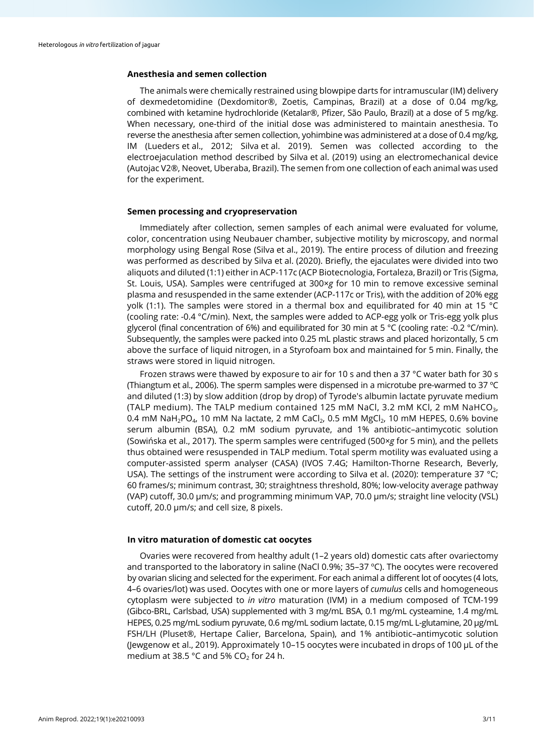## Anesthesia and semen collection

The animals were chemically restrained using blowpipe darts for intramuscular (IM) delivery of dexmedetomidine (Dexdomitor®, Zoetis, Campinas, Brazil) at a dose of 0.04 mg/kg, combined with ketamine hydrochloride (Ketalar®, Pfizer, São Paulo, Brazil) at a dose of 5 mg/kg. When necessary, one-third of the initial dose was administered to maintain anesthesia. To reverse the anesthesia after semen collection, yohimbine was administered at a dose of 0.4 mg/kg, IM (Lueders et al., 2012; Silva et al. 2019). Semen was collected according to the electroejaculation method described by Silva et al. (2019) using an electromechanical device (Autojac V2®, Neovet, Uberaba, Brazil). The semen from one collection of each animal was used for the experiment.

## Semen processing and cryopreservation

Immediately after collection, semen samples of each animal were evaluated for volume, color, concentration using Neubauer chamber, subjective motility by microscopy, and normal morphology using Bengal Rose (Silva et al., 2019). The entire process of dilution and freezing was performed as described by Silva et al. (2020). Briefly, the ejaculates were divided into two aliquots and diluted (1:1) either in ACP-117c (ACP Biotecnologia, Fortaleza, Brazil) or Tris (Sigma, St. Louis, USA). Samples were centrifuged at 300×*g* for 10 min to remove excessive seminal plasma and resuspended in the same extender (ACP-117c or Tris), with the addition of 20% egg yolk (1:1). The samples were stored in a thermal box and equilibrated for 40 min at 15 °C (cooling rate: -0.4 °C/min). Next, the samples were added to ACP-egg yolk or Tris-egg yolk plus glycerol (final concentration of 6%) and equilibrated for 30 min at 5 °C (cooling rate: -0.2 °C/min). Subsequently, the samples were packed into 0.25 mL plastic straws and placed horizontally, 5 cm above the surface of liquid nitrogen, in a Styrofoam box and maintained for 5 min. Finally, the straws were stored in liquid nitrogen.

Frozen straws were thawed by exposure to air for 10 s and then a 37 °C water bath for 30 s (Thiangtum et al., 2006). The sperm samples were dispensed in a microtube pre-warmed to 37 ºC and diluted (1:3) by slow addition (drop by drop) of Tyrode's albumin lactate pyruvate medium (TALP medium). The TALP medium contained 125 mM NaCl, 3.2 mM KCl, 2 mM $NaHCO_3$, 0.4 mM $NaH_2PO_4$, 10 mM Na lactate, 2 mM $CaCl_2$, 0.5 mM $MgCl_2$, 10 mM HEPES, 0.6% bovine serum albumin (BSA), 0.2 mM sodium pyruvate, and 1% antibiotic–antimycotic solution (Sowińska et al., 2017). The sperm samples were centrifuged (500×*g* for 5 min), and the pellets thus obtained were resuspended in TALP medium. Total sperm motility was evaluated using a computer-assisted sperm analyser (CASA) (IVOS 7.4G; Hamilton-Thorne Research, Beverly, USA). The settings of the instrument were according to Silva et al. (2020): temperature 37 °C; 60 frames/s; minimum contrast, 30; straightness threshold, 80%; low-velocity average pathway (VAP) cutoff, 30.0 µm/s; and programming minimum VAP, 70.0 µm/s; straight line velocity (VSL) cutoff, 20.0 µm/s; and cell size, 8 pixels.

## In vitro maturation of domestic cat oocytes

Ovaries were recovered from healthy adult (1–2 years old) domestic cats after ovariectomy and transported to the laboratory in saline (NaCl 0.9%; 35–37 ºC). The oocytes were recovered by ovarian slicing and selected for the experiment. For each animal a different lot of oocytes (4 lots, 4–6 ovaries/lot) was used. Oocytes with one or more layers of *cumulus* cells and homogeneous cytoplasm were subjected to *in vitro* maturation (IVM) in a medium composed of TCM-199 (Gibco-BRL, Carlsbad, USA) supplemented with 3 mg/mL BSA, 0.1 mg/mL cysteamine, 1.4 mg/mL HEPES, 0.25 mg/mL sodium pyruvate, 0.6 mg/mL sodium lactate, 0.15 mg/mL L-glutamine, 20 µg/mL FSH/LH (Pluset®, Hertape Calier, Barcelona, Spain), and 1% antibiotic–antimycotic solution (Jewgenow et al., 2019). Approximately 10–15 oocytes were incubated in drops of 100 µL of the medium at 38.5 °C and 5% $CO_2$ for 24 h.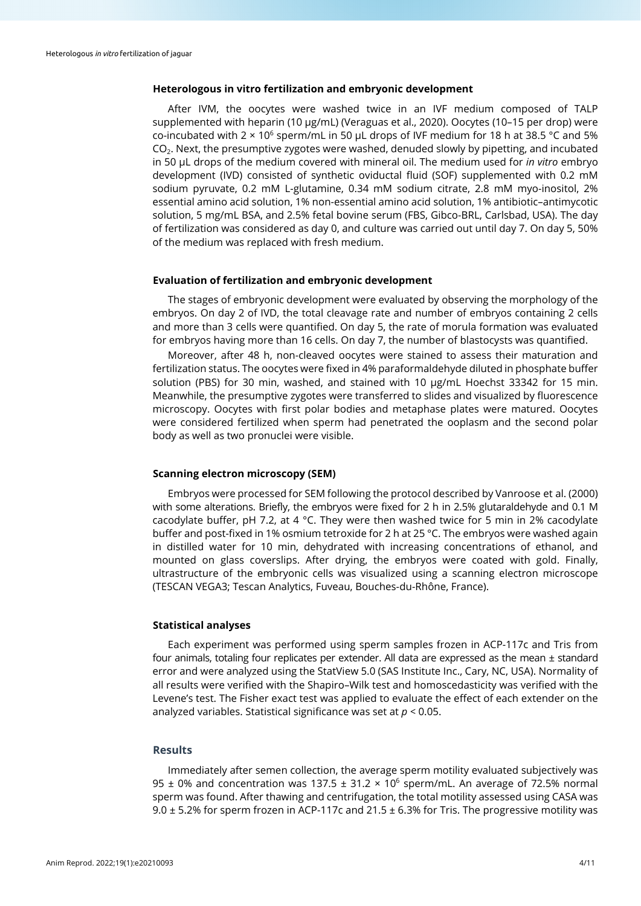### Heterologous in vitro fertilization and embryonic development

After IVM, the oocytes were washed twice in an IVF medium composed of TALP supplemented with heparin (10 µg/mL) (Veraguas et al., 2020). Oocytes (10–15 per drop) were co-incubated with $2 \times 10^6$ sperm/mL in 50 µL drops of IVF medium for 18 h at 38.5 °C and 5% $CO_2$. Next, the presumptive zygotes were washed, denuded slowly by pipetting, and incubated in 50 µL drops of the medium covered with mineral oil. The medium used for *in vitro* embryo development (IVD) consisted of synthetic oviductal fluid (SOF) supplemented with 0.2 mM sodium pyruvate, 0.2 mM L-glutamine, 0.34 mM sodium citrate, 2.8 mM myo-inositol, 2% essential amino acid solution, 1% non-essential amino acid solution, 1% antibiotic–antimycotic solution, 5 mg/mL BSA, and 2.5% fetal bovine serum (FBS, Gibco-BRL, Carlsbad, USA). The day of fertilization was considered as day 0, and culture was carried out until day 7. On day 5, 50% of the medium was replaced with fresh medium.

### Evaluation of fertilization and embryonic development

The stages of embryonic development were evaluated by observing the morphology of the embryos. On day 2 of IVD, the total cleavage rate and number of embryos containing 2 cells and more than 3 cells were quantified. On day 5, the rate of morula formation was evaluated for embryos having more than 16 cells. On day 7, the number of blastocysts was quantified.

Moreover, after 48 h, non-cleaved oocytes were stained to assess their maturation and fertilization status. The oocytes were fixed in 4% paraformaldehyde diluted in phosphate buffer solution (PBS) for 30 min, washed, and stained with 10 µg/mL Hoechst 33342 for 15 min. Meanwhile, the presumptive zygotes were transferred to slides and visualized by fluorescence microscopy. Oocytes with first polar bodies and metaphase plates were matured. Oocytes were considered fertilized when sperm had penetrated the ooplasm and the second polar body as well as two pronuclei were visible.

### Scanning electron microscopy (SEM)

Embryos were processed for SEM following the protocol described by Vanroose et al. (2000) with some alterations. Briefly, the embryos were fixed for 2 h in 2.5% glutaraldehyde and 0.1 M cacodylate buffer, pH 7.2, at 4 °C. They were then washed twice for 5 min in 2% cacodylate buffer and post-fixed in 1% osmium tetroxide for 2 h at 25 °C. The embryos were washed again in distilled water for 10 min, dehydrated with increasing concentrations of ethanol, and mounted on glass coverslips. After drying, the embryos were coated with gold. Finally, ultrastructure of the embryonic cells was visualized using a scanning electron microscope (TESCAN VEGA3; Tescan Analytics, Fuveau, Bouches-du-Rhône, France).

### Statistical analyses

Each experiment was performed using sperm samples frozen in ACP-117c and Tris from four animals, totaling four replicates per extender. All data are expressed as the mean ± standard error and were analyzed using the StatView 5.0 (SAS Institute Inc., Cary, NC, USA). Normality of all results were verified with the Shapiro–Wilk test and homoscedasticity was verified with the Levene's test. The Fisher exact test was applied to evaluate the effect of each extender on the analyzed variables. Statistical significance was set at $p < 0.05$.

## Results

Immediately after semen collection, the average sperm motility evaluated subjectively was 95 ± 0% and concentration was $137.5 \pm 31.2 \times 10^6$ sperm/mL. An average of 72.5% normal sperm was found. After thawing and centrifugation, the total motility assessed using CASA was 9.0 ± 5.2% for sperm frozen in ACP-117c and 21.5 ± 6.3% for Tris. The progressive motility was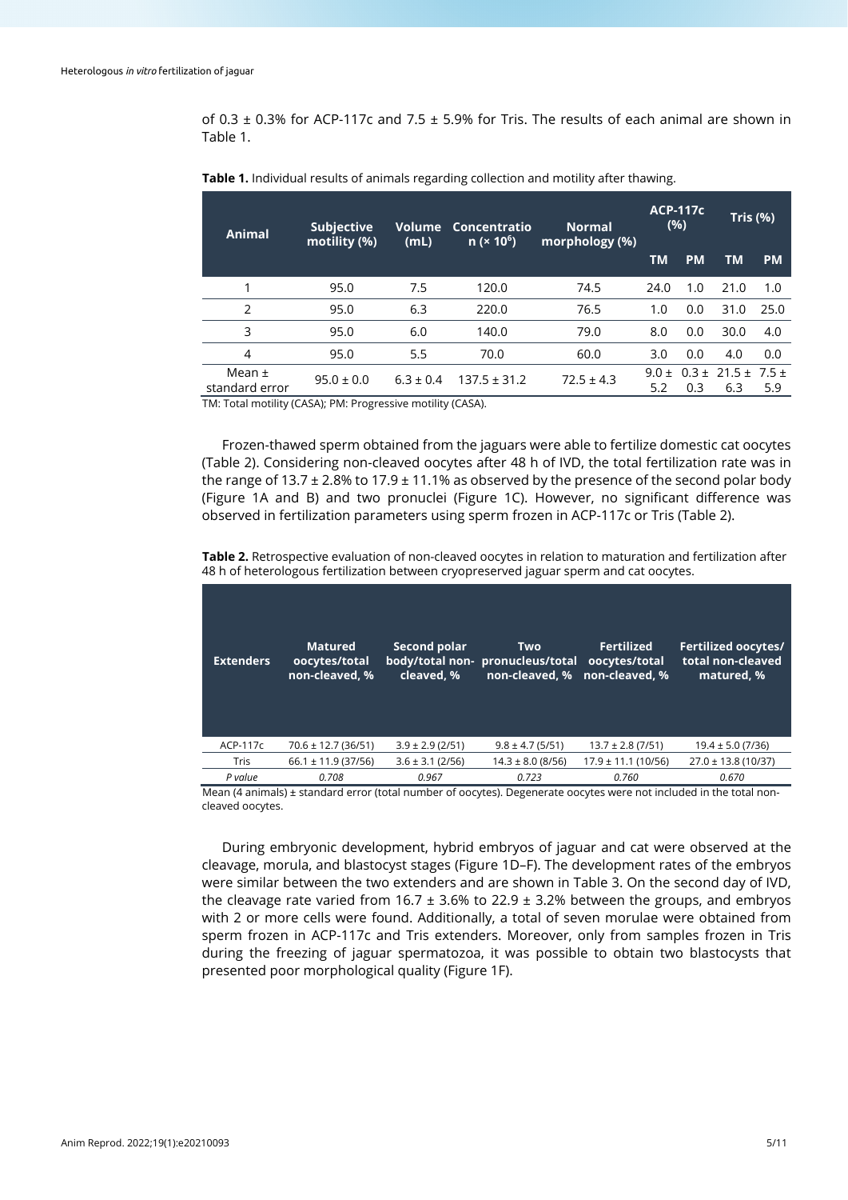of 0.3 ± 0.3% for ACP-117c and 7.5 ± 5.9% for Tris. The results of each animal are shown in Table 1.

**Table 1.** Individual results of animals regarding collection and motility after thawing.

| Animal | Subjective motility (%) | Volume (mL) | Concentration (× $10^6$) | Normal morphology (%) | ACP-117c (%) | | Tris (%) | |
|---|---|---|---|---|---|---|---|---|
| | | | | | TM | PM | TM | PM |
| 1 | 95.0 | 7.5 | 120.0 | 74.5 | 24.0 | 1.0 | 21.0 | 1.0 |
| 2 | 95.0 | 6.3 | 220.0 | 76.5 | 1.0 | 0.0 | 31.0 | 25.0 |
| 3 | 95.0 | 6.0 | 140.0 | 79.0 | 8.0 | 0.0 | 30.0 | 4.0 |
| 4 | 95.0 | 5.5 | 70.0 | 60.0 | 3.0 | 0.0 | 4.0 | 0.0 |
| Mean ± standard error | 95.0 ± 0.0 | 6.3 ± 0.4 | 137.5 ± 31.2 | 72.5 ± 4.3 | 9.0 ± 5.2 | 0.3 ± 0.3 | 21.5 ± 6.3 | 7.5 ± 5.9 |

TM: Total motility (CASA); PM: Progressive motility (CASA).

Frozen-thawed sperm obtained from the jaguars were able to fertilize domestic cat oocytes (Table 2). Considering non-cleaved oocytes after 48 h of IVD, the total fertilization rate was in the range of 13.7 ± 2.8% to 17.9 ± 11.1% as observed by the presence of the second polar body (Figure 1A and B) and two pronuclei (Figure 1C). However, no significant difference was observed in fertilization parameters using sperm frozen in ACP-117c or Tris (Table 2).

**Table 2.** Retrospective evaluation of non-cleaved oocytes in relation to maturation and fertilization after 48 h of heterologous fertilization between cryopreserved jaguar sperm and cat oocytes.

| Extenders | Matured oocytes/total non-cleaved, % | Second polar body/total non-cleaved, % | Two pronucleus/total non-cleaved, % | Fertilized oocytes/total non-cleaved, % | Fertilized oocytes/ total non-cleaved matured, % |
|---|---|---|---|---|---|
| ACP-117c | 70.6 ± 12.7 (36/51) | 3.9 ± 2.9 (2/51) | 9.8 ± 4.7 (5/51) | 13.7 ± 2.8 (7/51) | 19.4 ± 5.0 (7/36) |
| Tris | 66.1 ± 11.9 (37/56) | 3.6 ± 3.1 (2/56) | 14.3 ± 8.0 (8/56) | 17.9 ± 11.1 (10/56) | 27.0 ± 13.8 (10/37) |
| *P value* | *0.708* | *0.967* | *0.723* | *0.760* | *0.670* |

Mean (4 animals) ± standard error (total number of oocytes). Degenerate oocytes were not included in the total non-cleaved oocytes.

During embryonic development, hybrid embryos of jaguar and cat were observed at the cleavage, morula, and blastocyst stages (Figure 1D–F). The development rates of the embryos were similar between the two extenders and are shown in Table 3. On the second day of IVD, the cleavage rate varied from 16.7 ± 3.6% to 22.9 ± 3.2% between the groups, and embryos with 2 or more cells were found. Additionally, a total of seven morulae were obtained from sperm frozen in ACP-117c and Tris extenders. Moreover, only from samples frozen in Tris during the freezing of jaguar spermatozoa, it was possible to obtain two blastocysts that presented poor morphological quality (Figure 1F).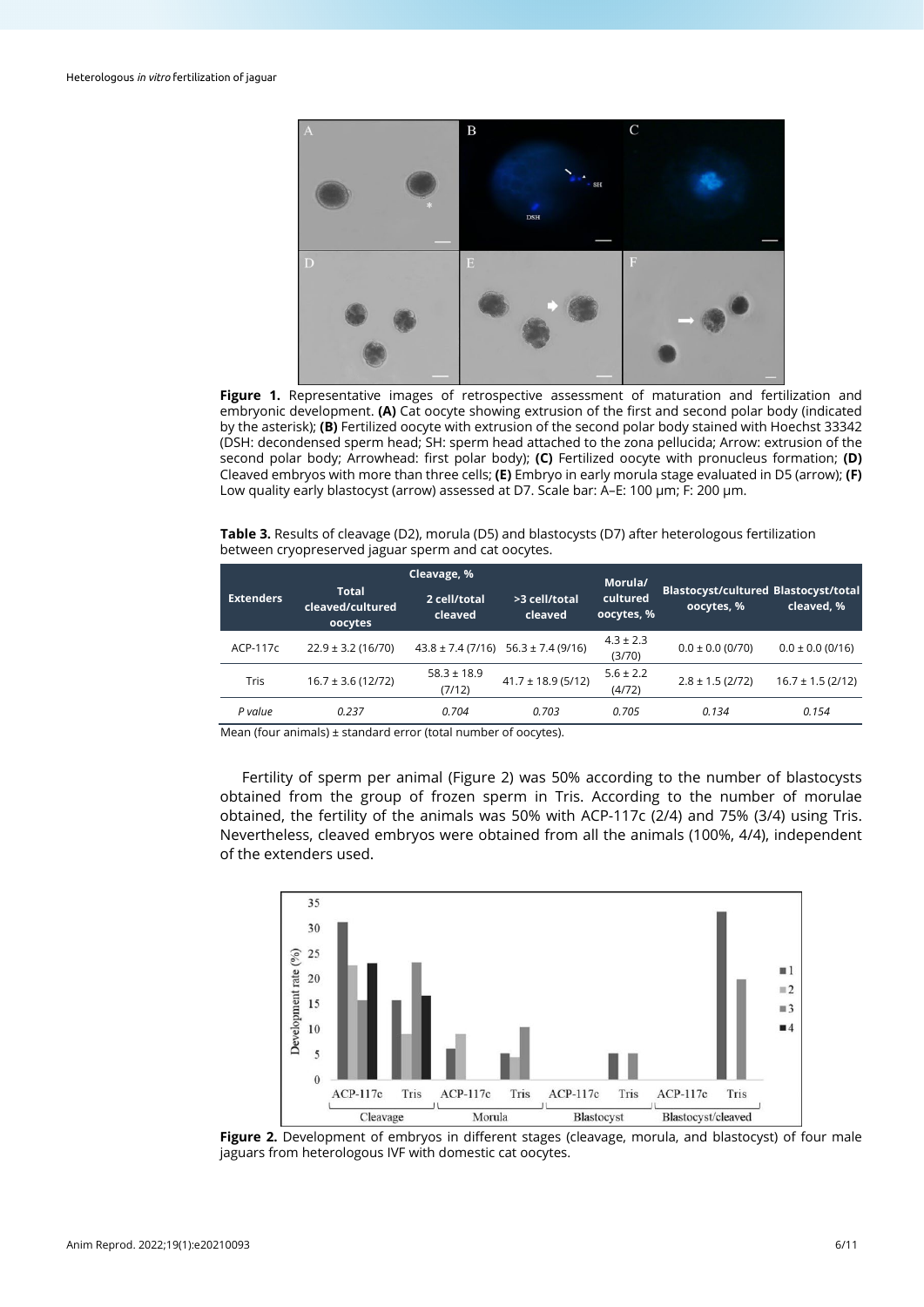**Figure 1.** Representative images of retrospective assessment of maturation and fertilization and embryonic development. **(A)** Cat oocyte showing extrusion of the first and second polar body (indicated by the asterisk); **(B)** Fertilized oocyte with extrusion of the second polar body stained with Hoechst 33342 (DSH: decondensed sperm head; SH: sperm head attached to the zona pellucida; Arrow: extrusion of the second polar body; Arrowhead: first polar body); **(C)** Fertilized oocyte with pronucleus formation; **(D)** Cleaved embryos with more than three cells; **(E)** Embryo in early morula stage evaluated in D5 (arrow); **(F)** Low quality early blastocyst (arrow) assessed at D7. Scale bar: A–E: 100 μm; F: 200 μm.

**Table 3.** Results of cleavage (D2), morula (D5) and blastocysts (D7) after heterologous fertilization between cryopreserved jaguar sperm and cat oocytes.

| Extenders | Cleavage, % | | | Morula/ cultured oocytes, % | Blastocyst/cultured oocytes, % | Blastocyst/total cleaved, % |
|---|---|---|---|---|---|---|
| | Total cleaved/cultured oocytes | 2 cell/total cleaved | >3 cell/total cleaved | | | |
| ACP-117c | 22.9 ± 3.2 (16/70) | 43.8 ± 7.4 (7/16) | 56.3 ± 7.4 (9/16) | 4.3 ± 2.3 (3/70) | 0.0 ± 0.0 (0/70) | 0.0 ± 0.0 (0/16) |
| Tris | 16.7 ± 3.6 (12/72) | 58.3 ± 18.9 (7/12) | 41.7 ± 18.9 (5/12) | 5.6 ± 2.2 (4/72) | 2.8 ± 1.5 (2/72) | 16.7 ± 1.5 (2/12) |
| *P value* | *0.237* | *0.704* | *0.703* | *0.705* | *0.134* | *0.154* |

Mean (four animals) ± standard error (total number of oocytes).

Fertility of sperm per animal (Figure 2) was 50% according to the number of blastocysts obtained from the group of frozen sperm in Tris. According to the number of morulae obtained, the fertility of the animals was 50% with ACP-117c (2/4) and 75% (3/4) using Tris. Nevertheless, cleaved embryos were obtained from all the animals (100%, 4/4), independent of the extenders used.

**Figure 2.** Development of embryos in different stages (cleavage, morula, and blastocyst) of four male jaguars from heterologous IVF with domestic cat oocytes.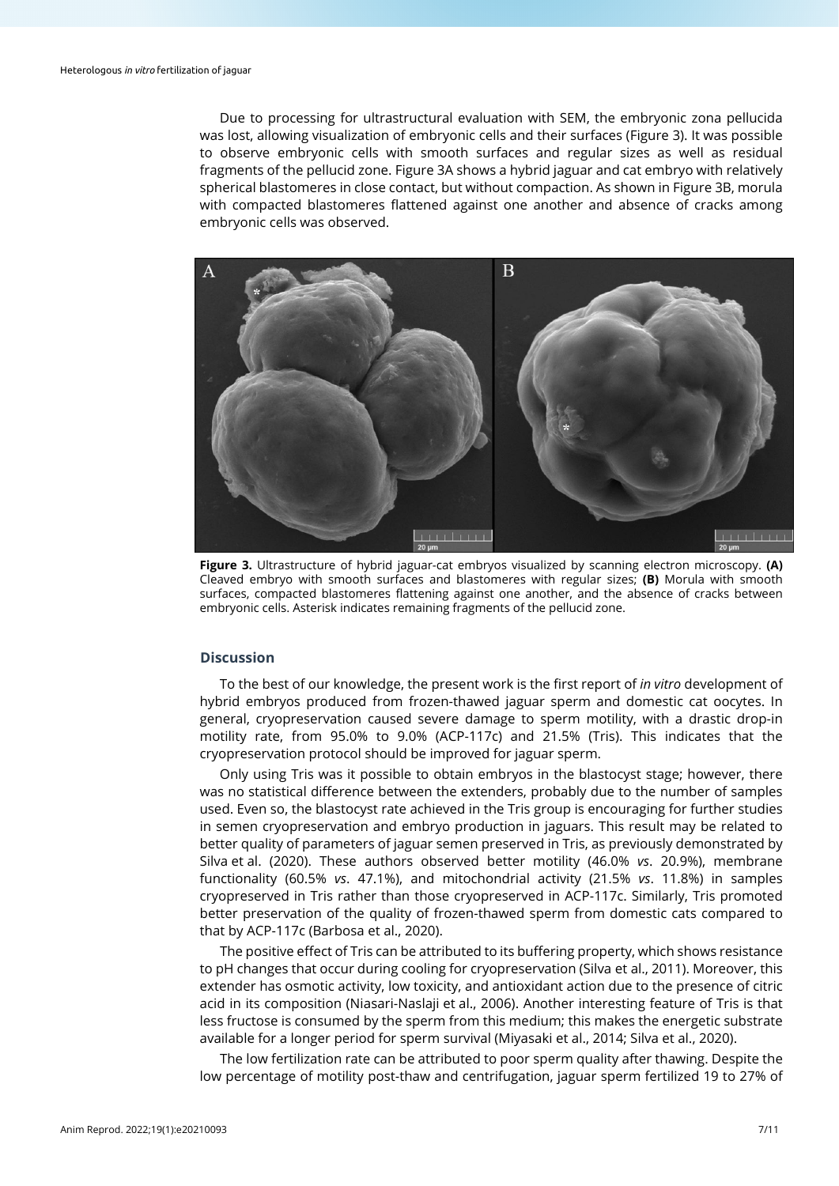Due to processing for ultrastructural evaluation with SEM, the embryonic zona pellucida was lost, allowing visualization of embryonic cells and their surfaces (Figure 3). It was possible to observe embryonic cells with smooth surfaces and regular sizes as well as residual fragments of the pellucid zone. Figure 3A shows a hybrid jaguar and cat embryo with relatively spherical blastomeres in close contact, but without compaction. As shown in Figure 3B, morula with compacted blastomeres flattened against one another and absence of cracks among embryonic cells was observed.

**Figure 3.** Ultrastructure of hybrid jaguar-cat embryos visualized by scanning electron microscopy. **(A)** Cleaved embryo with smooth surfaces and blastomeres with regular sizes; **(B)** Morula with smooth surfaces, compacted blastomeres flattening against one another, and the absence of cracks between embryonic cells. Asterisk indicates remaining fragments of the pellucid zone.

## Discussion

To the best of our knowledge, the present work is the first report of *in vitro* development of hybrid embryos produced from frozen-thawed jaguar sperm and domestic cat oocytes. In general, cryopreservation caused severe damage to sperm motility, with a drastic drop-in motility rate, from 95.0% to 9.0% (ACP-117c) and 21.5% (Tris). This indicates that the cryopreservation protocol should be improved for jaguar sperm.

Only using Tris was it possible to obtain embryos in the blastocyst stage; however, there was no statistical difference between the extenders, probably due to the number of samples used. Even so, the blastocyst rate achieved in the Tris group is encouraging for further studies in semen cryopreservation and embryo production in jaguars. This result may be related to better quality of parameters of jaguar semen preserved in Tris, as previously demonstrated by Silva et al. (2020). These authors observed better motility (46.0% *vs*. 20.9%), membrane functionality (60.5% *vs*. 47.1%), and mitochondrial activity (21.5% *vs*. 11.8%) in samples cryopreserved in Tris rather than those cryopreserved in ACP-117c. Similarly, Tris promoted better preservation of the quality of frozen-thawed sperm from domestic cats compared to that by ACP-117c (Barbosa et al., 2020).

The positive effect of Tris can be attributed to its buffering property, which shows resistance to pH changes that occur during cooling for cryopreservation (Silva et al., 2011). Moreover, this extender has osmotic activity, low toxicity, and antioxidant action due to the presence of citric acid in its composition (Niasari-Naslaji et al., 2006). Another interesting feature of Tris is that less fructose is consumed by the sperm from this medium; this makes the energetic substrate available for a longer period for sperm survival (Miyasaki et al., 2014; Silva et al., 2020).

The low fertilization rate can be attributed to poor sperm quality after thawing. Despite the low percentage of motility post-thaw and centrifugation, jaguar sperm fertilized 19 to 27% of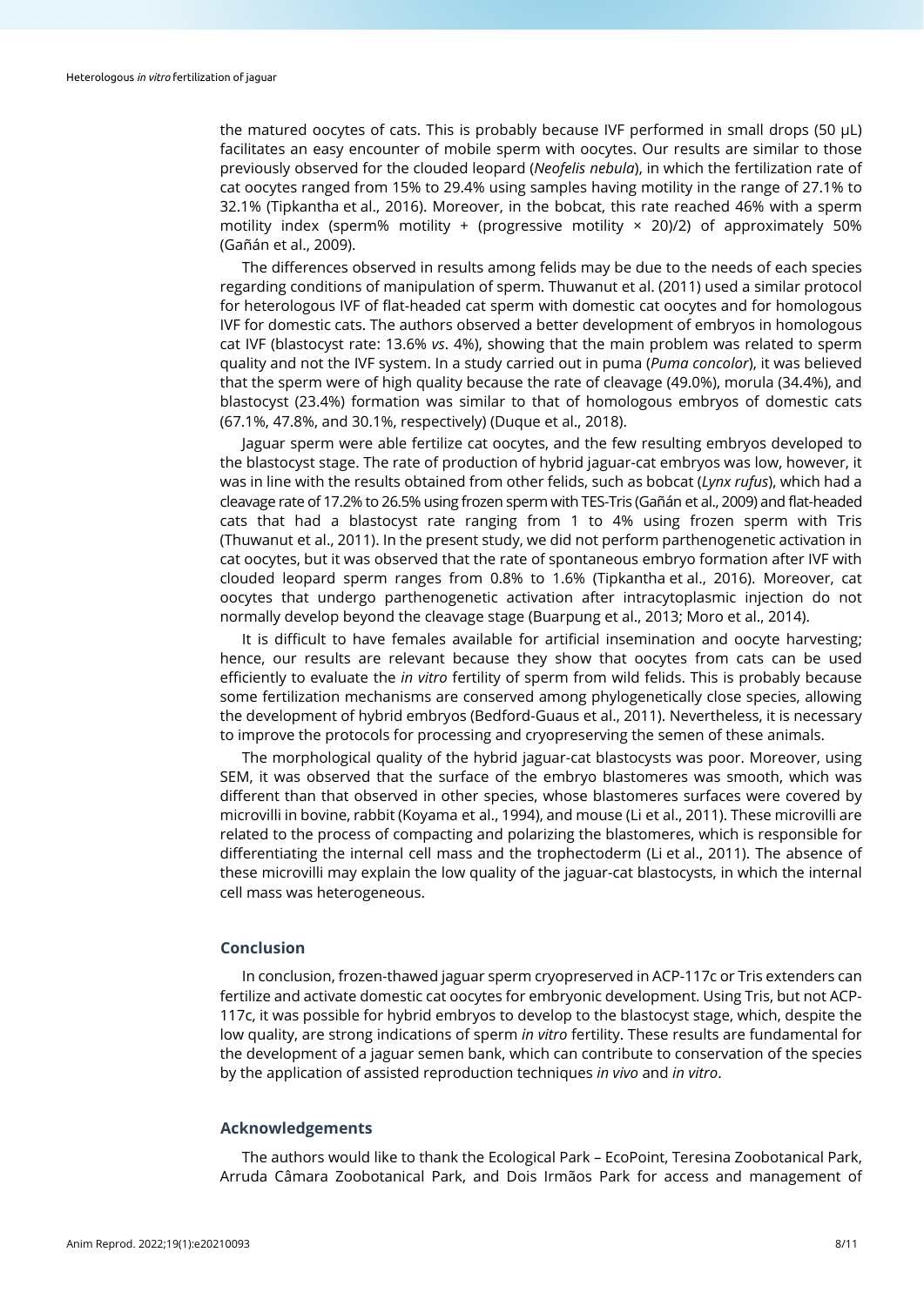the matured oocytes of cats. This is probably because IVF performed in small drops (50 µL) facilitates an easy encounter of mobile sperm with oocytes. Our results are similar to those previously observed for the clouded leopard (*Neofelis nebula*), in which the fertilization rate of cat oocytes ranged from 15% to 29.4% using samples having motility in the range of 27.1% to 32.1% (Tipkantha et al., 2016). Moreover, in the bobcat, this rate reached 46% with a sperm motility index (sperm% motility + (progressive motility × 20)/2) of approximately 50% (Gañán et al., 2009).

The differences observed in results among felids may be due to the needs of each species regarding conditions of manipulation of sperm. Thuwanut et al. (2011) used a similar protocol for heterologous IVF of flat-headed cat sperm with domestic cat oocytes and for homologous IVF for domestic cats. The authors observed a better development of embryos in homologous cat IVF (blastocyst rate: 13.6% *vs*. 4%), showing that the main problem was related to sperm quality and not the IVF system. In a study carried out in puma (*Puma concolor*), it was believed that the sperm were of high quality because the rate of cleavage (49.0%), morula (34.4%), and blastocyst (23.4%) formation was similar to that of homologous embryos of domestic cats (67.1%, 47.8%, and 30.1%, respectively) (Duque et al., 2018).

Jaguar sperm were able fertilize cat oocytes, and the few resulting embryos developed to the blastocyst stage. The rate of production of hybrid jaguar-cat embryos was low, however, it was in line with the results obtained from other felids, such as bobcat (*Lynx rufus*), which had a cleavage rate of 17.2% to 26.5% using frozen sperm with TES-Tris (Gañán et al., 2009) and flat-headed cats that had a blastocyst rate ranging from 1 to 4% using frozen sperm with Tris (Thuwanut et al., 2011). In the present study, we did not perform parthenogenetic activation in cat oocytes, but it was observed that the rate of spontaneous embryo formation after IVF with clouded leopard sperm ranges from 0.8% to 1.6% (Tipkantha et al., 2016). Moreover, cat oocytes that undergo parthenogenetic activation after intracytoplasmic injection do not normally develop beyond the cleavage stage (Buarpung et al., 2013; Moro et al., 2014).

It is difficult to have females available for artificial insemination and oocyte harvesting; hence, our results are relevant because they show that oocytes from cats can be used efficiently to evaluate the *in vitro* fertility of sperm from wild felids. This is probably because some fertilization mechanisms are conserved among phylogenetically close species, allowing the development of hybrid embryos (Bedford-Guaus et al., 2011). Nevertheless, it is necessary to improve the protocols for processing and cryopreserving the semen of these animals.

The morphological quality of the hybrid jaguar-cat blastocysts was poor. Moreover, using SEM, it was observed that the surface of the embryo blastomeres was smooth, which was different than that observed in other species, whose blastomeres surfaces were covered by microvilli in bovine, rabbit (Koyama et al., 1994), and mouse (Li et al., 2011). These microvilli are related to the process of compacting and polarizing the blastomeres, which is responsible for differentiating the internal cell mass and the trophectoderm (Li et al., 2011). The absence of these microvilli may explain the low quality of the jaguar-cat blastocysts, in which the internal cell mass was heterogeneous.

## Conclusion

In conclusion, frozen-thawed jaguar sperm cryopreserved in ACP-117c or Tris extenders can fertilize and activate domestic cat oocytes for embryonic development. Using Tris, but not ACP-117c, it was possible for hybrid embryos to develop to the blastocyst stage, which, despite the low quality, are strong indications of sperm *in vitro* fertility. These results are fundamental for the development of a jaguar semen bank, which can contribute to conservation of the species by the application of assisted reproduction techniques *in vivo* and *in vitro*.

## Acknowledgements

The authors would like to thank the Ecological Park – EcoPoint, Teresina Zoobotanical Park, Arruda Câmara Zoobotanical Park, and Dois Irmãos Park for access and management of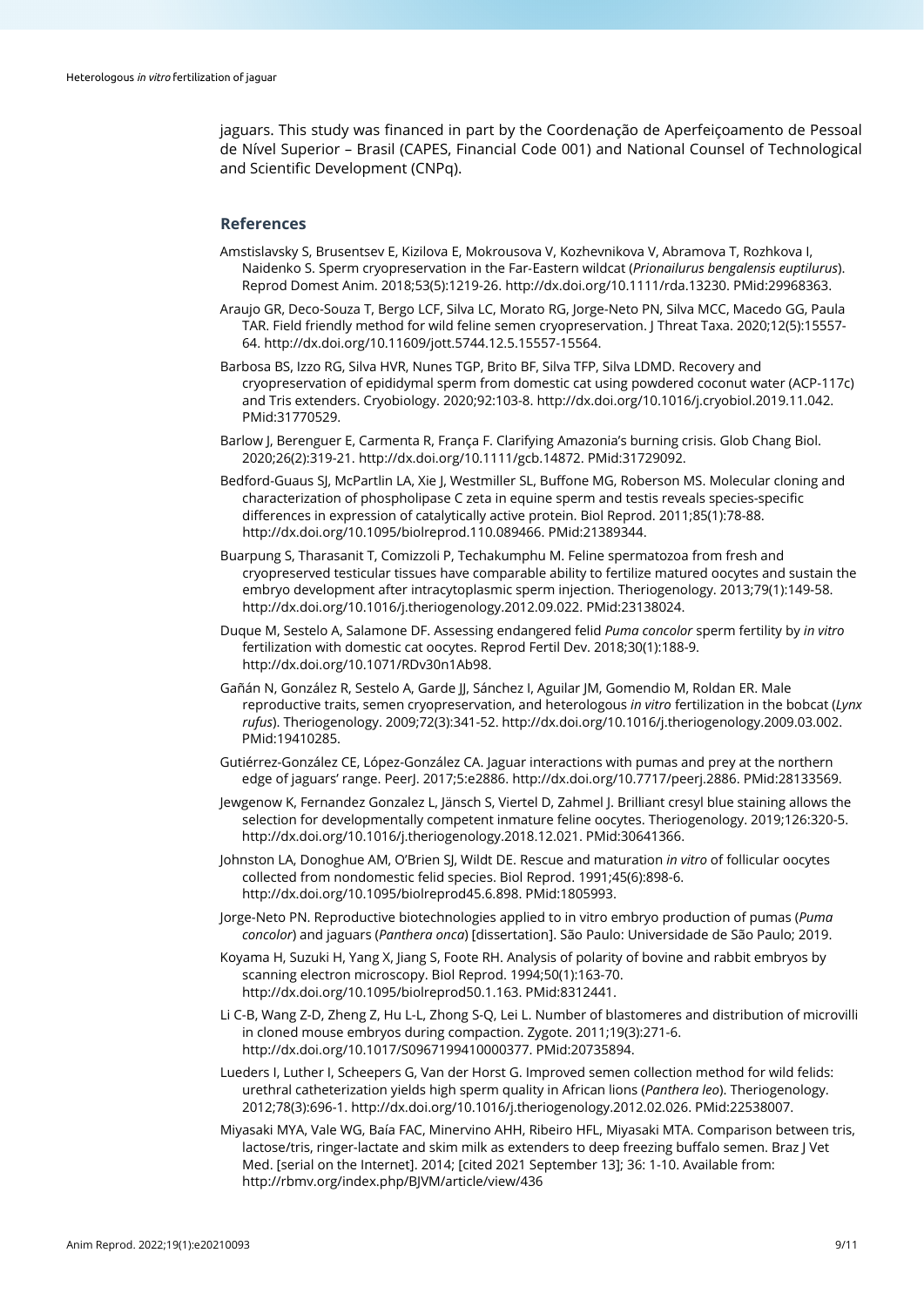jaguars. This study was financed in part by the Coordenação de Aperfeiçoamento de Pessoal de Nível Superior – Brasil (CAPES, Financial Code 001) and National Counsel of Technological and Scientific Development (CNPq).

## References

Amstislavsky S, Brusentsev E, Kizilova E, Mokrousova V, Kozhevnikova V, Abramova T, Rozhkova I, Naidenko S. Sperm cryopreservation in the Far-Eastern wildcat (*Prionailurus bengalensis euptilurus*). Reprod Domest Anim. 2018;53(5):1219-26. http://dx.doi.org/10.1111/rda.13230. PMid:29968363.

Araujo GR, Deco-Souza T, Bergo LCF, Silva LC, Morato RG, Jorge-Neto PN, Silva MCC, Macedo GG, Paula TAR. Field friendly method for wild feline semen cryopreservation. J Threat Taxa. 2020;12(5):15557-64. http://dx.doi.org/10.11609/jott.5744.12.5.15557-15564.

Barbosa BS, Izzo RG, Silva HVR, Nunes TGP, Brito BF, Silva TFP, Silva LDMD. Recovery and cryopreservation of epididymal sperm from domestic cat using powdered coconut water (ACP-117c) and Tris extenders. Cryobiology. 2020;92:103-8. http://dx.doi.org/10.1016/j.cryobiol.2019.11.042. PMid:31770529.

Barlow J, Berenguer E, Carmenta R, França F. Clarifying Amazonia's burning crisis. Glob Chang Biol. 2020;26(2):319-21. http://dx.doi.org/10.1111/gcb.14872. PMid:31729092.

Bedford-Guaus SJ, McPartlin LA, Xie J, Westmiller SL, Buffone MG, Roberson MS. Molecular cloning and characterization of phospholipase C zeta in equine sperm and testis reveals species-specific differences in expression of catalytically active protein. Biol Reprod. 2011;85(1):78-88. http://dx.doi.org/10.1095/biolreprod.110.089466. PMid:21389344.

Buarpung S, Tharasanit T, Comizzoli P, Techakumphu M. Feline spermatozoa from fresh and cryopreserved testicular tissues have comparable ability to fertilize matured oocytes and sustain the embryo development after intracytoplasmic sperm injection. Theriogenology. 2013;79(1):149-58. http://dx.doi.org/10.1016/j.theriogenology.2012.09.022. PMid:23138024.

Duque M, Sestelo A, Salamone DF. Assessing endangered felid *Puma concolor* sperm fertility by *in vitro* fertilization with domestic cat oocytes. Reprod Fertil Dev. 2018;30(1):188-9. http://dx.doi.org/10.1071/RDv30n1Ab98.

Gañán N, González R, Sestelo A, Garde JJ, Sánchez I, Aguilar JM, Gomendio M, Roldan ER. Male reproductive traits, semen cryopreservation, and heterologous *in vitro* fertilization in the bobcat (*Lynx rufus*). Theriogenology. 2009;72(3):341-52. http://dx.doi.org/10.1016/j.theriogenology.2009.03.002. PMid:19410285.

Gutiérrez-González CE, López-González CA. Jaguar interactions with pumas and prey at the northern edge of jaguars' range. PeerJ. 2017;5:e2886. http://dx.doi.org/10.7717/peerj.2886. PMid:28133569.

Jewgenow K, Fernandez Gonzalez L, Jänsch S, Viertel D, Zahmel J. Brilliant cresyl blue staining allows the selection for developmentally competent inmature feline oocytes. Theriogenology. 2019;126:320-5. http://dx.doi.org/10.1016/j.theriogenology.2018.12.021. PMid:30641366.

Johnston LA, Donoghue AM, O'Brien SJ, Wildt DE. Rescue and maturation *in vitro* of follicular oocytes collected from nondomestic felid species. Biol Reprod. 1991;45(6):898-6. http://dx.doi.org/10.1095/biolreprod45.6.898. PMid:1805993.

Jorge-Neto PN. Reproductive biotechnologies applied to in vitro embryo production of pumas (*Puma concolor*) and jaguars (*Panthera onca*) [dissertation]. São Paulo: Universidade de São Paulo; 2019.

Koyama H, Suzuki H, Yang X, Jiang S, Foote RH. Analysis of polarity of bovine and rabbit embryos by scanning electron microscopy. Biol Reprod. 1994;50(1):163-70. http://dx.doi.org/10.1095/biolreprod50.1.163. PMid:8312441.

Li C-B, Wang Z-D, Zheng Z, Hu L-L, Zhong S-Q, Lei L. Number of blastomeres and distribution of microvilli in cloned mouse embryos during compaction. Zygote. 2011;19(3):271-6. http://dx.doi.org/10.1017/S0967199410000377. PMid:20735894.

Lueders I, Luther I, Scheepers G, Van der Horst G. Improved semen collection method for wild felids: urethral catheterization yields high sperm quality in African lions (*Panthera leo*). Theriogenology. 2012;78(3):696-1. http://dx.doi.org/10.1016/j.theriogenology.2012.02.026. PMid:22538007.

Miyasaki MYA, Vale WG, Baía FAC, Minervino AHH, Ribeiro HFL, Miyasaki MTA. Comparison between tris, lactose/tris, ringer-lactate and skim milk as extenders to deep freezing buffalo semen. Braz J Vet Med. [serial on the Internet]. 2014; [cited 2021 September 13]; 36: 1-10. Available from: http://rbmv.org/index.php/BJVM/article/view/436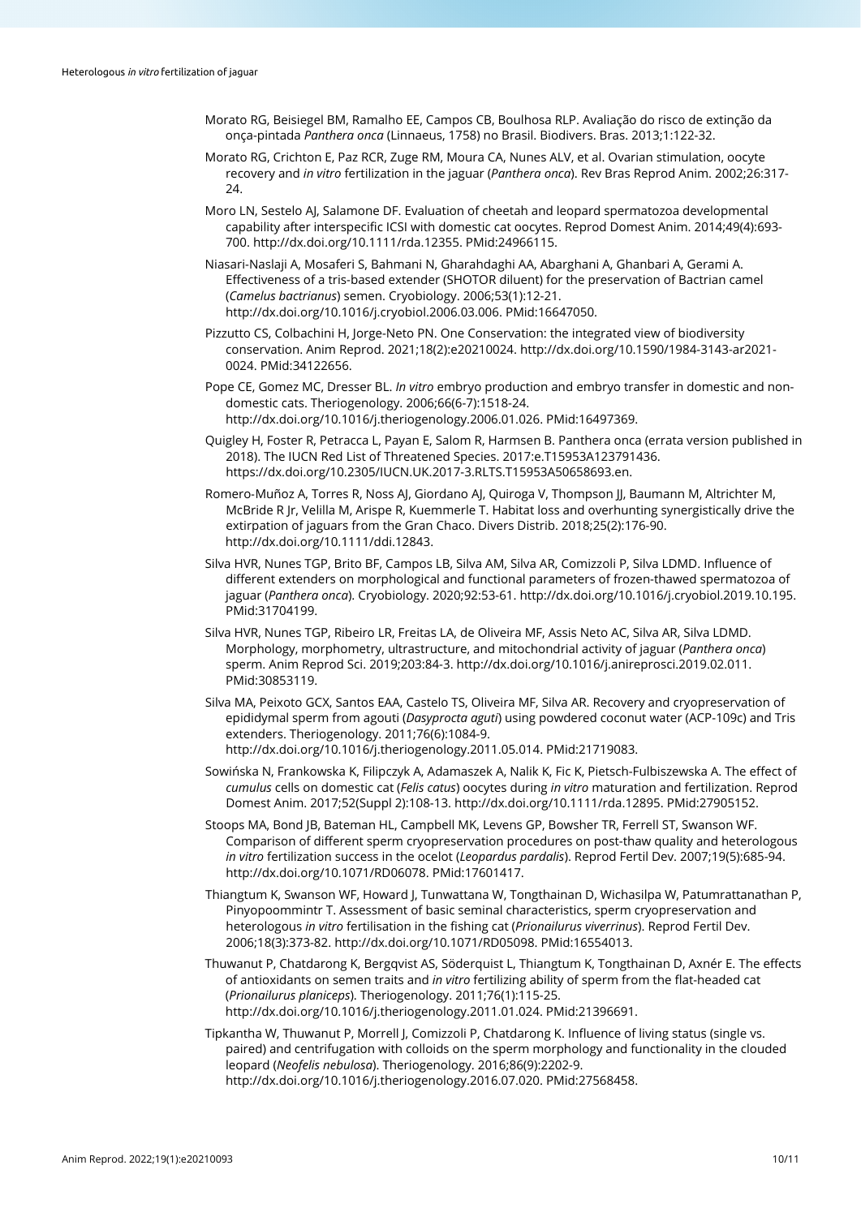Morato RG, Beisiegel BM, Ramalho EE, Campos CB, Boulhosa RLP. Avaliação do risco de extinção da onça-pintada *Panthera onca* (Linnaeus, 1758) no Brasil. Biodivers. Bras. 2013;1:122-32.

Morato RG, Crichton E, Paz RCR, Zuge RM, Moura CA, Nunes ALV, et al. Ovarian stimulation, oocyte recovery and *in vitro* fertilization in the jaguar (*Panthera onca*). Rev Bras Reprod Anim. 2002;26:317-24.

Moro LN, Sestelo AJ, Salamone DF. Evaluation of cheetah and leopard spermatozoa developmental capability after interspecific ICSI with domestic cat oocytes. Reprod Domest Anim. 2014;49(4):693-700. http://dx.doi.org/10.1111/rda.12355. PMid:24966115.

Niasari-Naslaji A, Mosaferi S, Bahmani N, Gharahdaghi AA, Abarghani A, Ghanbari A, Gerami A. Effectiveness of a tris-based extender (SHOTOR diluent) for the preservation of Bactrian camel (*Camelus bactrianus*) semen. Cryobiology. 2006;53(1):12-21. http://dx.doi.org/10.1016/j.cryobiol.2006.03.006. PMid:16647050.

Pizzutto CS, Colbachini H, Jorge-Neto PN. One Conservation: the integrated view of biodiversity conservation. Anim Reprod. 2021;18(2):e20210024. http://dx.doi.org/10.1590/1984-3143-ar2021-0024. PMid:34122656.

Pope CE, Gomez MC, Dresser BL. *In vitro* embryo production and embryo transfer in domestic and non-domestic cats. Theriogenology. 2006;66(6-7):1518-24. http://dx.doi.org/10.1016/j.theriogenology.2006.01.026. PMid:16497369.

Quigley H, Foster R, Petracca L, Payan E, Salom R, Harmsen B. Panthera onca (errata version published in 2018). The IUCN Red List of Threatened Species. 2017:e.T15953A123791436. https://dx.doi.org/10.2305/IUCN.UK.2017-3.RLTS.T15953A50658693.en.

Romero-Muñoz A, Torres R, Noss AJ, Giordano AJ, Quiroga V, Thompson JJ, Baumann M, Altrichter M, McBride R Jr, Velilla M, Arispe R, Kuemmerle T. Habitat loss and overhunting synergistically drive the extirpation of jaguars from the Gran Chaco. Divers Distrib. 2018;25(2):176-90. http://dx.doi.org/10.1111/ddi.12843.

Silva HVR, Nunes TGP, Brito BF, Campos LB, Silva AM, Silva AR, Comizzoli P, Silva LDMD. Influence of different extenders on morphological and functional parameters of frozen-thawed spermatozoa of jaguar (*Panthera onca*). Cryobiology. 2020;92:53-61. http://dx.doi.org/10.1016/j.cryobiol.2019.10.195. PMid:31704199.

Silva HVR, Nunes TGP, Ribeiro LR, Freitas LA, de Oliveira MF, Assis Neto AC, Silva AR, Silva LDMD. Morphology, morphometry, ultrastructure, and mitochondrial activity of jaguar (*Panthera onca*) sperm. Anim Reprod Sci. 2019;203:84-3. http://dx.doi.org/10.1016/j.anireprosci.2019.02.011. PMid:30853119.

Silva MA, Peixoto GCX, Santos EAA, Castelo TS, Oliveira MF, Silva AR. Recovery and cryopreservation of epididymal sperm from agouti (*Dasyprocta aguti*) using powdered coconut water (ACP-109c) and Tris extenders. Theriogenology. 2011;76(6):1084-9. http://dx.doi.org/10.1016/j.theriogenology.2011.05.014. PMid:21719083.

Sowińska N, Frankowska K, Filipczyk A, Adamaszek A, Nalik K, Fic K, Pietsch-Fulbiszewska A. The effect of *cumulus* cells on domestic cat (*Felis catus*) oocytes during *in vitro* maturation and fertilization. Reprod Domest Anim. 2017;52(Suppl 2):108-13. http://dx.doi.org/10.1111/rda.12895. PMid:27905152.

Stoops MA, Bond JB, Bateman HL, Campbell MK, Levens GP, Bowsher TR, Ferrell ST, Swanson WF. Comparison of different sperm cryopreservation procedures on post-thaw quality and heterologous *in vitro* fertilization success in the ocelot (*Leopardus pardalis*). Reprod Fertil Dev. 2007;19(5):685-94. http://dx.doi.org/10.1071/RD06078. PMid:17601417.

Thiangtum K, Swanson WF, Howard J, Tunwattana W, Tongthainan D, Wichasilpa W, Patumrattanathan P, Pinyopoommintr T. Assessment of basic seminal characteristics, sperm cryopreservation and heterologous *in vitro* fertilisation in the fishing cat (*Prionailurus viverrinus*). Reprod Fertil Dev. 2006;18(3):373-82. http://dx.doi.org/10.1071/RD05098. PMid:16554013.

Thuwanut P, Chatdarong K, Bergqvist AS, Söderquist L, Thiangtum K, Tongthainan D, Axnér E. The effects of antioxidants on semen traits and *in vitro* fertilizing ability of sperm from the flat-headed cat (*Prionailurus planiceps*). Theriogenology. 2011;76(1):115-25. http://dx.doi.org/10.1016/j.theriogenology.2011.01.024. PMid:21396691.

Tipkantha W, Thuwanut P, Morrell J, Comizzoli P, Chatdarong K. Influence of living status (single vs. paired) and centrifugation with colloids on the sperm morphology and functionality in the clouded leopard (*Neofelis nebulosa*). Theriogenology. 2016;86(9):2202-9. http://dx.doi.org/10.1016/j.theriogenology.2016.07.020. PMid:27568458.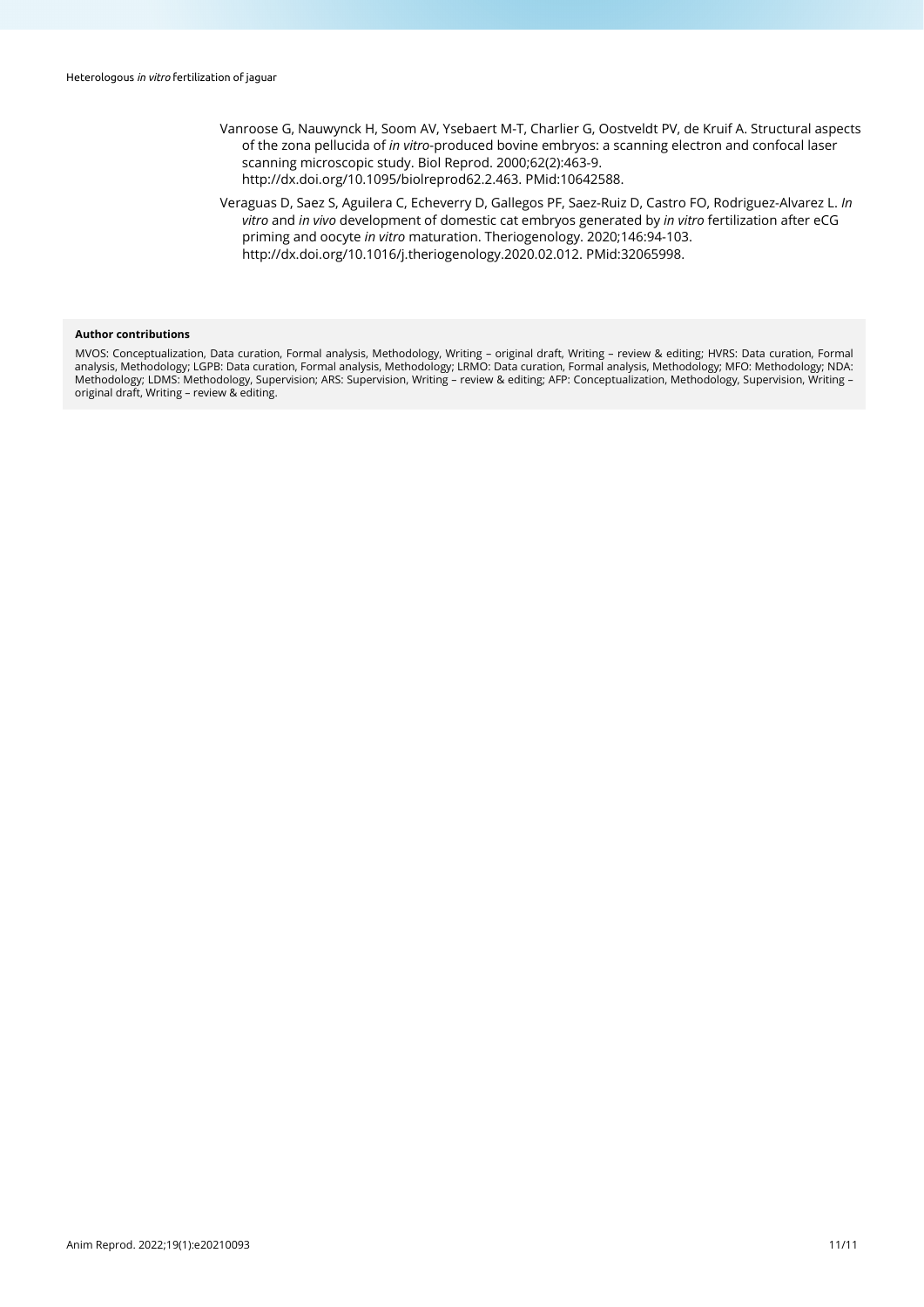Vanroose G, Nauwynck H, Soom AV, Ysebaert M-T, Charlier G, Oostveldt PV, de Kruif A. Structural aspects of the zona pellucida of *in vitro*-produced bovine embryos: a scanning electron and confocal laser scanning microscopic study. Biol Reprod. 2000;62(2):463-9. http://dx.doi.org/10.1095/biolreprod62.2.463. PMid:10642588.

Veraguas D, Saez S, Aguilera C, Echeverry D, Gallegos PF, Saez-Ruiz D, Castro FO, Rodriguez-Alvarez L. *In vitro* and *in vivo* development of domestic cat embryos generated by *in vitro* fertilization after eCG priming and oocyte *in vitro* maturation. Theriogenology. 2020;146:94-103. http://dx.doi.org/10.1016/j.theriogenology.2020.02.012. PMid:32065998.

**Author contributions**

MVOS: Conceptualization, Data curation, Formal analysis, Methodology, Writing – original draft, Writing – review & editing; HVRS: Data curation, Formal analysis, Methodology; LGPB: Data curation, Formal analysis, Methodology; LRMO: Data curation, Formal analysis, Methodology; MFO: Methodology; NDA: Methodology; LDMS: Methodology, Supervision; ARS: Supervision, Writing – review & editing; AFP: Conceptualization, Methodology, Supervision, Writing – original draft, Writing – review & editing.